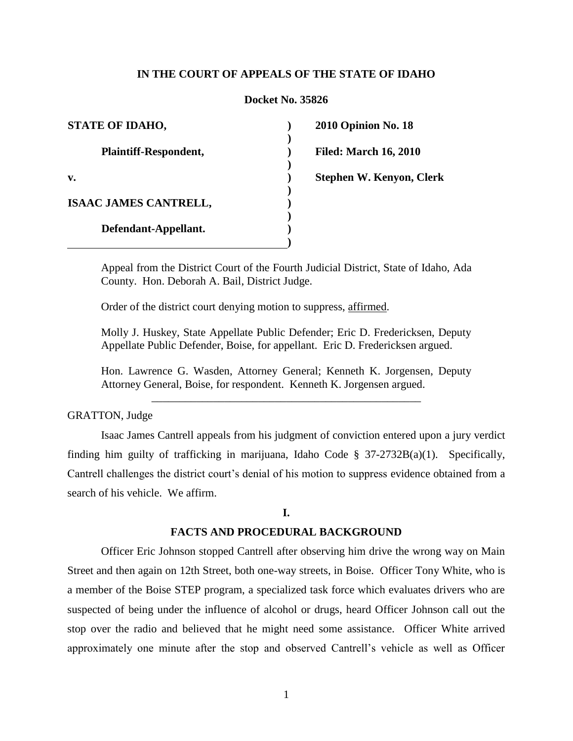**IN THE COURT OF APPEALS OF THE STATE OF IDAHO**

**Docket No. 35826**

| | | |
|---|---|---|
| **STATE OF IDAHO,** | **)** | **2010 Opinion No. 18** |
| **Plaintiff-Respondent,** | **)** | **Filed: March 16, 2010** |
| **v.** | **)** | **Stephen W. Kenyon, Clerk** |
| **ISAAC JAMES CANTRELL,** | **)** | |
| **Defendant-Appellant.** | **)** | |

Appeal from the District Court of the Fourth Judicial District, State of Idaho, Ada County. Hon. Deborah A. Bail, District Judge.

Order of the district court denying motion to suppress, affirmed.

Molly J. Huskey, State Appellate Public Defender; Eric D. Fredericksen, Deputy Appellate Public Defender, Boise, for appellant. Eric D. Fredericksen argued.

Hon. Lawrence G. Wasden, Attorney General; Kenneth K. Jorgensen, Deputy Attorney General, Boise, for respondent. Kenneth K. Jorgensen argued.

---

GRATTON, Judge

Isaac James Cantrell appeals from his judgment of conviction entered upon a jury verdict finding him guilty of trafficking in marijuana, Idaho Code § 37-2732B(a)(1). Specifically, Cantrell challenges the district court's denial of his motion to suppress evidence obtained from a search of his vehicle. We affirm.

## I.

## FACTS AND PROCEDURAL BACKGROUND

Officer Eric Johnson stopped Cantrell after observing him drive the wrong way on Main Street and then again on 12th Street, both one-way streets, in Boise. Officer Tony White, who is a member of the Boise STEP program, a specialized task force which evaluates drivers who are suspected of being under the influence of alcohol or drugs, heard Officer Johnson call out the stop over the radio and believed that he might need some assistance. Officer White arrived approximately one minute after the stop and observed Cantrell's vehicle as well as Officer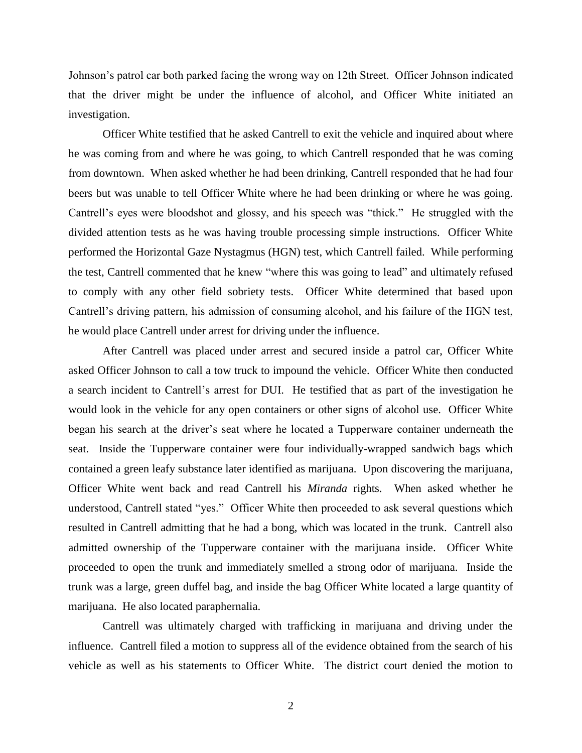Johnson's patrol car both parked facing the wrong way on 12th Street. Officer Johnson indicated that the driver might be under the influence of alcohol, and Officer White initiated an investigation.

Officer White testified that he asked Cantrell to exit the vehicle and inquired about where he was coming from and where he was going, to which Cantrell responded that he was coming from downtown. When asked whether he had been drinking, Cantrell responded that he had four beers but was unable to tell Officer White where he had been drinking or where he was going. Cantrell's eyes were bloodshot and glossy, and his speech was "thick." He struggled with the divided attention tests as he was having trouble processing simple instructions. Officer White performed the Horizontal Gaze Nystagmus (HGN) test, which Cantrell failed. While performing the test, Cantrell commented that he knew "where this was going to lead" and ultimately refused to comply with any other field sobriety tests. Officer White determined that based upon Cantrell's driving pattern, his admission of consuming alcohol, and his failure of the HGN test, he would place Cantrell under arrest for driving under the influence.

After Cantrell was placed under arrest and secured inside a patrol car, Officer White asked Officer Johnson to call a tow truck to impound the vehicle. Officer White then conducted a search incident to Cantrell's arrest for DUI. He testified that as part of the investigation he would look in the vehicle for any open containers or other signs of alcohol use. Officer White began his search at the driver's seat where he located a Tupperware container underneath the seat. Inside the Tupperware container were four individually-wrapped sandwich bags which contained a green leafy substance later identified as marijuana. Upon discovering the marijuana, Officer White went back and read Cantrell his *Miranda* rights. When asked whether he understood, Cantrell stated "yes." Officer White then proceeded to ask several questions which resulted in Cantrell admitting that he had a bong, which was located in the trunk. Cantrell also admitted ownership of the Tupperware container with the marijuana inside. Officer White proceeded to open the trunk and immediately smelled a strong odor of marijuana. Inside the trunk was a large, green duffel bag, and inside the bag Officer White located a large quantity of marijuana. He also located paraphernalia.

Cantrell was ultimately charged with trafficking in marijuana and driving under the influence. Cantrell filed a motion to suppress all of the evidence obtained from the search of his vehicle as well as his statements to Officer White. The district court denied the motion to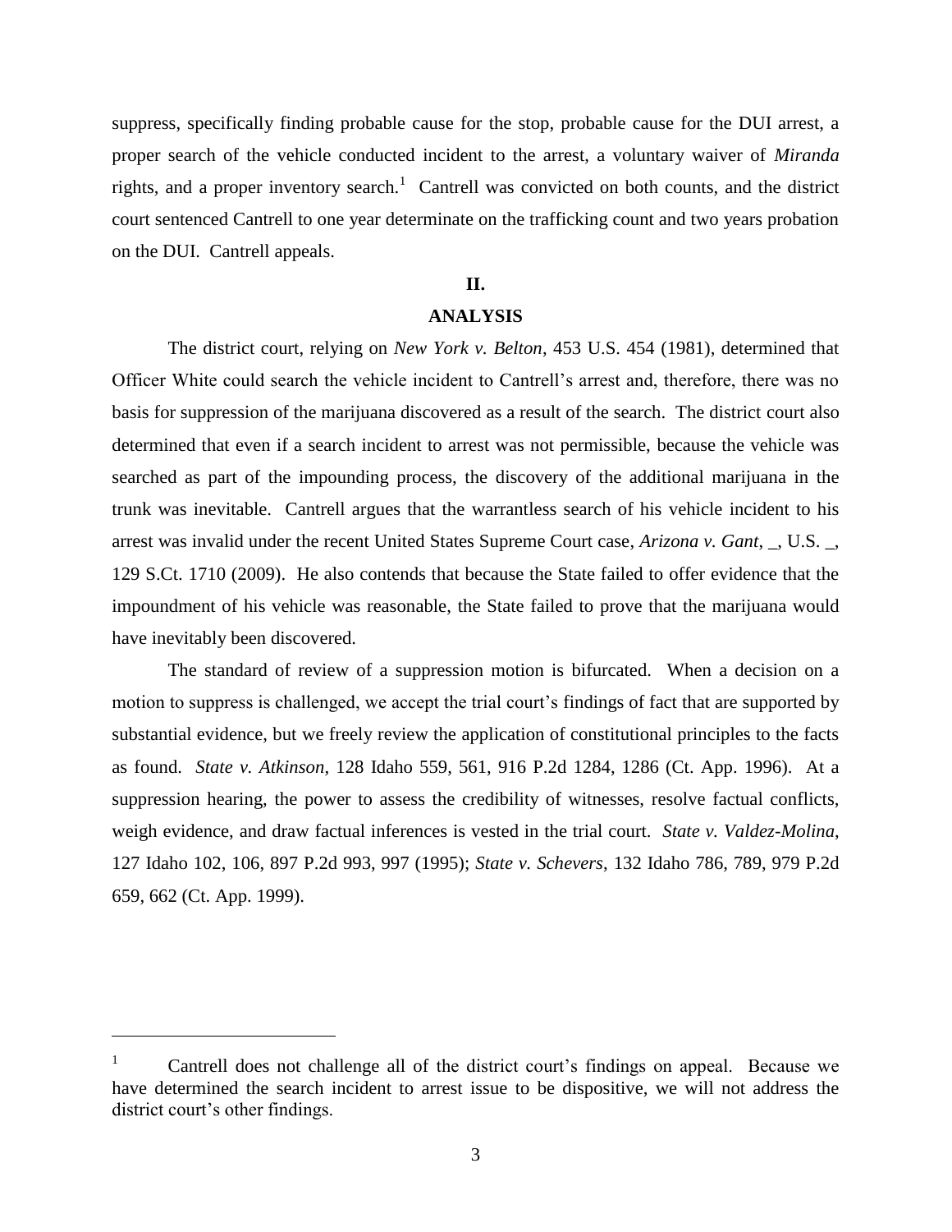suppress, specifically finding probable cause for the stop, probable cause for the DUI arrest, a proper search of the vehicle conducted incident to the arrest, a voluntary waiver of *Miranda* rights, and a proper inventory search.[1] Cantrell was convicted on both counts, and the district court sentenced Cantrell to one year determinate on the trafficking count and two years probation on the DUI. Cantrell appeals.

## II.

## ANALYSIS

The district court, relying on *New York v. Belton*, 453 U.S. 454 (1981), determined that Officer White could search the vehicle incident to Cantrell's arrest and, therefore, there was no basis for suppression of the marijuana discovered as a result of the search. The district court also determined that even if a search incident to arrest was not permissible, because the vehicle was searched as part of the impounding process, the discovery of the additional marijuana in the trunk was inevitable. Cantrell argues that the warrantless search of his vehicle incident to his arrest was invalid under the recent United States Supreme Court case, *Arizona v. Gant*, _, U.S. _, 129 S.Ct. 1710 (2009). He also contends that because the State failed to offer evidence that the impoundment of his vehicle was reasonable, the State failed to prove that the marijuana would have inevitably been discovered.

The standard of review of a suppression motion is bifurcated. When a decision on a motion to suppress is challenged, we accept the trial court's findings of fact that are supported by substantial evidence, but we freely review the application of constitutional principles to the facts as found. *State v. Atkinson*, 128 Idaho 559, 561, 916 P.2d 1284, 1286 (Ct. App. 1996). At a suppression hearing, the power to assess the credibility of witnesses, resolve factual conflicts, weigh evidence, and draw factual inferences is vested in the trial court. *State v. Valdez-Molina*, 127 Idaho 102, 106, 897 P.2d 993, 997 (1995); *State v. Schevers*, 132 Idaho 786, 789, 979 P.2d 659, 662 (Ct. App. 1999).

---

[1] Cantrell does not challenge all of the district court's findings on appeal. Because we have determined the search incident to arrest issue to be dispositive, we will not address the district court's other findings.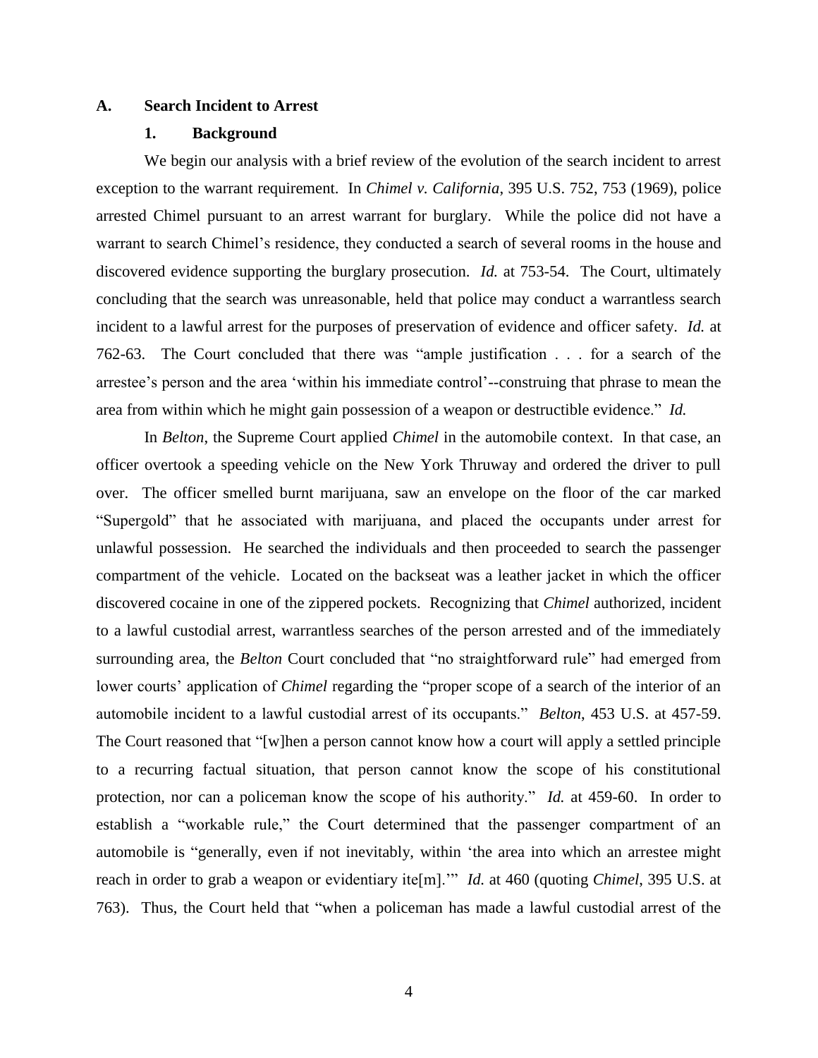### A. Search Incident to Arrest

#### 1. Background

We begin our analysis with a brief review of the evolution of the search incident to arrest exception to the warrant requirement. In *Chimel v. California*, 395 U.S. 752, 753 (1969), police arrested Chimel pursuant to an arrest warrant for burglary. While the police did not have a warrant to search Chimel's residence, they conducted a search of several rooms in the house and discovered evidence supporting the burglary prosecution. *Id.* at 753-54. The Court, ultimately concluding that the search was unreasonable, held that police may conduct a warrantless search incident to a lawful arrest for the purposes of preservation of evidence and officer safety. *Id.* at 762-63. The Court concluded that there was "ample justification . . . for a search of the arrestee's person and the area 'within his immediate control'--construing that phrase to mean the area from within which he might gain possession of a weapon or destructible evidence." *Id.*

In *Belton*, the Supreme Court applied *Chimel* in the automobile context. In that case, an officer overtook a speeding vehicle on the New York Thruway and ordered the driver to pull over. The officer smelled burnt marijuana, saw an envelope on the floor of the car marked "Supergold" that he associated with marijuana, and placed the occupants under arrest for unlawful possession. He searched the individuals and then proceeded to search the passenger compartment of the vehicle. Located on the backseat was a leather jacket in which the officer discovered cocaine in one of the zippered pockets. Recognizing that *Chimel* authorized, incident to a lawful custodial arrest, warrantless searches of the person arrested and of the immediately surrounding area, the *Belton* Court concluded that "no straightforward rule" had emerged from lower courts' application of *Chimel* regarding the "proper scope of a search of the interior of an automobile incident to a lawful custodial arrest of its occupants." *Belton*, 453 U.S. at 457-59. The Court reasoned that "[w]hen a person cannot know how a court will apply a settled principle to a recurring factual situation, that person cannot know the scope of his constitutional protection, nor can a policeman know the scope of his authority." *Id.* at 459-60. In order to establish a "workable rule," the Court determined that the passenger compartment of an automobile is "generally, even if not inevitably, within 'the area into which an arrestee might reach in order to grab a weapon or evidentiary ite[m].'" *Id.* at 460 (quoting *Chimel*, 395 U.S. at 763). Thus, the Court held that "when a policeman has made a lawful custodial arrest of the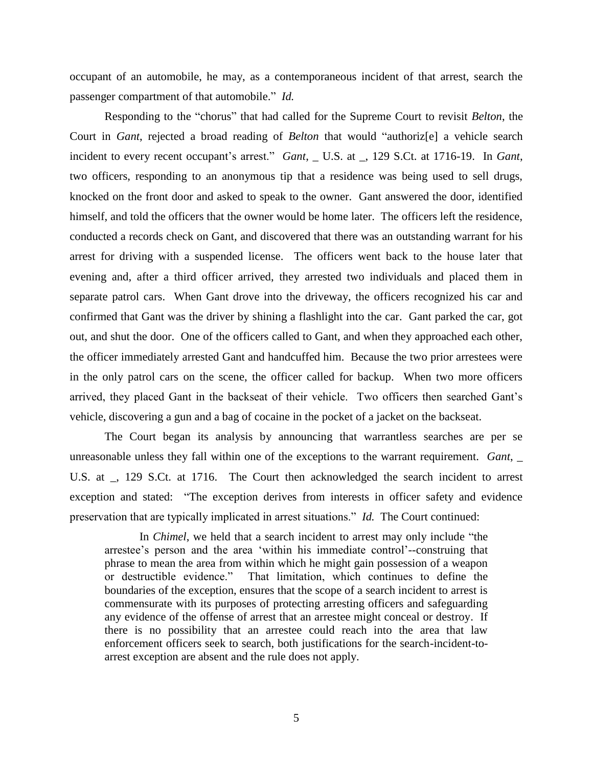occupant of an automobile, he may, as a contemporaneous incident of that arrest, search the passenger compartment of that automobile." *Id.*

Responding to the "chorus" that had called for the Supreme Court to revisit *Belton*, the Court in *Gant*, rejected a broad reading of *Belton* that would "authoriz[e] a vehicle search incident to every recent occupant's arrest." *Gant*, _ U.S. at _, 129 S.Ct. at 1716-19. In *Gant*, two officers, responding to an anonymous tip that a residence was being used to sell drugs, knocked on the front door and asked to speak to the owner. Gant answered the door, identified himself, and told the officers that the owner would be home later. The officers left the residence, conducted a records check on Gant, and discovered that there was an outstanding warrant for his arrest for driving with a suspended license. The officers went back to the house later that evening and, after a third officer arrived, they arrested two individuals and placed them in separate patrol cars. When Gant drove into the driveway, the officers recognized his car and confirmed that Gant was the driver by shining a flashlight into the car. Gant parked the car, got out, and shut the door. One of the officers called to Gant, and when they approached each other, the officer immediately arrested Gant and handcuffed him. Because the two prior arrestees were in the only patrol cars on the scene, the officer called for backup. When two more officers arrived, they placed Gant in the backseat of their vehicle. Two officers then searched Gant's vehicle, discovering a gun and a bag of cocaine in the pocket of a jacket on the backseat.

The Court began its analysis by announcing that warrantless searches are per se unreasonable unless they fall within one of the exceptions to the warrant requirement. *Gant*, _ U.S. at _, 129 S.Ct. at 1716. The Court then acknowledged the search incident to arrest exception and stated: "The exception derives from interests in officer safety and evidence preservation that are typically implicated in arrest situations." *Id.* The Court continued:

> In *Chimel*, we held that a search incident to arrest may only include "the arrestee's person and the area 'within his immediate control'--construing that phrase to mean the area from within which he might gain possession of a weapon or destructible evidence." That limitation, which continues to define the boundaries of the exception, ensures that the scope of a search incident to arrest is commensurate with its purposes of protecting arresting officers and safeguarding any evidence of the offense of arrest that an arrestee might conceal or destroy. If there is no possibility that an arrestee could reach into the area that law enforcement officers seek to search, both justifications for the search-incident-to-arrest exception are absent and the rule does not apply.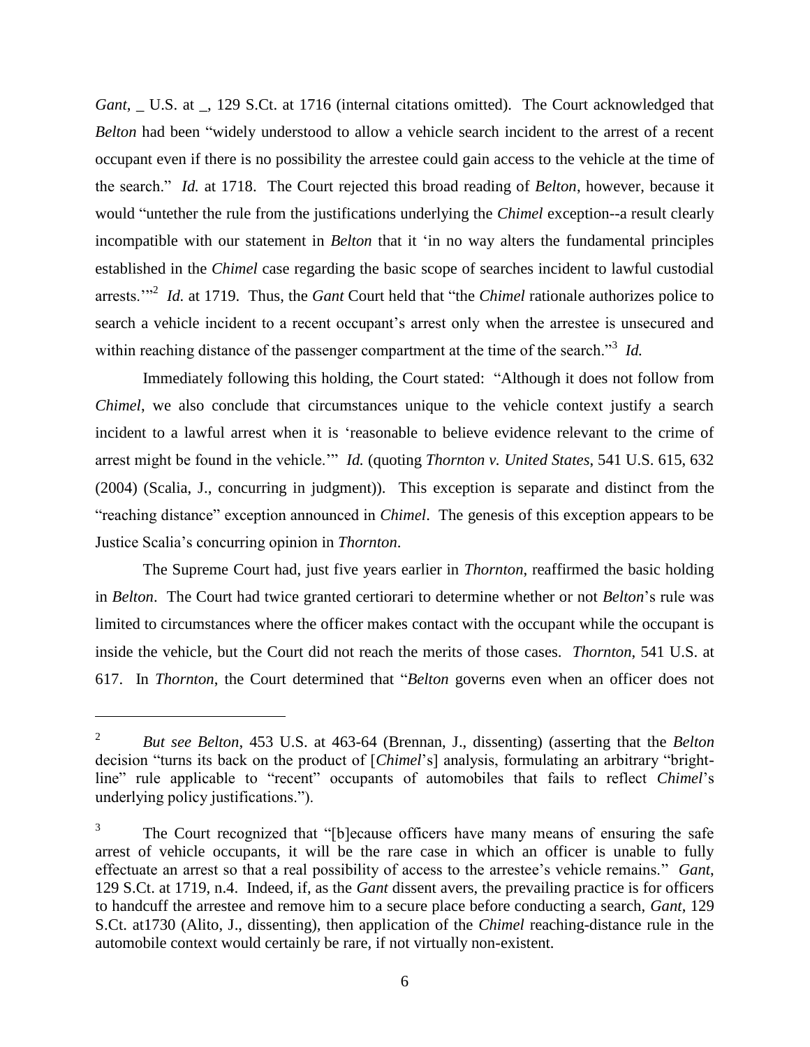*Gant*, _ U.S. at _, 129 S.Ct. at 1716 (internal citations omitted). The Court acknowledged that *Belton* had been "widely understood to allow a vehicle search incident to the arrest of a recent occupant even if there is no possibility the arrestee could gain access to the vehicle at the time of the search." *Id.* at 1718. The Court rejected this broad reading of *Belton*, however, because it would "untether the rule from the justifications underlying the *Chimel* exception--a result clearly incompatible with our statement in *Belton* that it 'in no way alters the fundamental principles established in the *Chimel* case regarding the basic scope of searches incident to lawful custodial arrests.'"[2] *Id.* at 1719. Thus, the *Gant* Court held that "the *Chimel* rationale authorizes police to search a vehicle incident to a recent occupant's arrest only when the arrestee is unsecured and within reaching distance of the passenger compartment at the time of the search."[3] *Id.*

Immediately following this holding, the Court stated: "Although it does not follow from *Chimel*, we also conclude that circumstances unique to the vehicle context justify a search incident to a lawful arrest when it is 'reasonable to believe evidence relevant to the crime of arrest might be found in the vehicle.'" *Id.* (quoting *Thornton v. United States*, 541 U.S. 615, 632 (2004) (Scalia, J., concurring in judgment)). This exception is separate and distinct from the "reaching distance" exception announced in *Chimel*. The genesis of this exception appears to be Justice Scalia's concurring opinion in *Thornton*.

The Supreme Court had, just five years earlier in *Thornton*, reaffirmed the basic holding in *Belton*. The Court had twice granted certiorari to determine whether or not *Belton*'s rule was limited to circumstances where the officer makes contact with the occupant while the occupant is inside the vehicle, but the Court did not reach the merits of those cases. *Thornton*, 541 U.S. at 617. In *Thornton*, the Court determined that "*Belton* governs even when an officer does not

---

[2] *But see Belton*, 453 U.S. at 463-64 (Brennan, J., dissenting) (asserting that the *Belton* decision "turns its back on the product of [*Chimel*'s] analysis, formulating an arbitrary "bright-line" rule applicable to "recent" occupants of automobiles that fails to reflect *Chimel*'s underlying policy justifications.").

[3] The Court recognized that "[b]ecause officers have many means of ensuring the safe arrest of vehicle occupants, it will be the rare case in which an officer is unable to fully effectuate an arrest so that a real possibility of access to the arrestee's vehicle remains." *Gant*, 129 S.Ct. at 1719, n.4. Indeed, if, as the *Gant* dissent avers, the prevailing practice is for officers to handcuff the arrestee and remove him to a secure place before conducting a search, *Gant*, 129 S.Ct. at1730 (Alito, J., dissenting), then application of the *Chimel* reaching-distance rule in the automobile context would certainly be rare, if not virtually non-existent.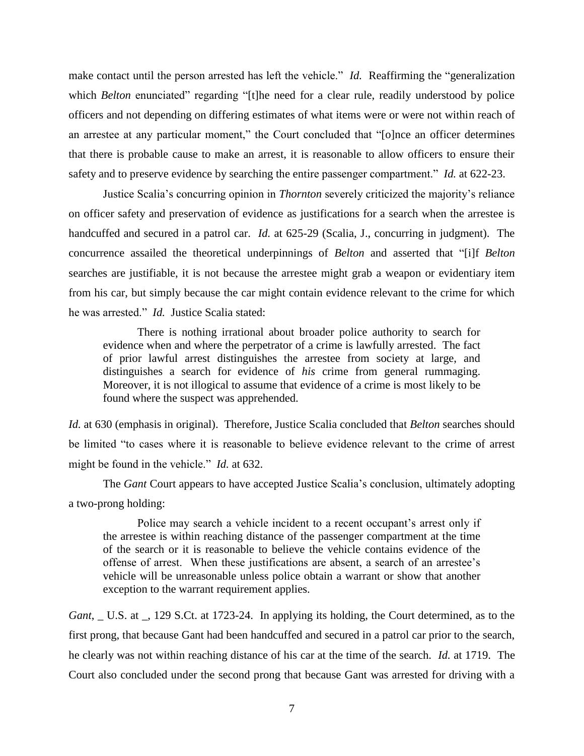make contact until the person arrested has left the vehicle." *Id.* Reaffirming the "generalization which *Belton* enunciated" regarding "[t]he need for a clear rule, readily understood by police officers and not depending on differing estimates of what items were or were not within reach of an arrestee at any particular moment," the Court concluded that "[o]nce an officer determines that there is probable cause to make an arrest, it is reasonable to allow officers to ensure their safety and to preserve evidence by searching the entire passenger compartment." *Id.* at 622-23.

Justice Scalia's concurring opinion in *Thornton* severely criticized the majority's reliance on officer safety and preservation of evidence as justifications for a search when the arrestee is handcuffed and secured in a patrol car. *Id.* at 625-29 (Scalia, J., concurring in judgment). The concurrence assailed the theoretical underpinnings of *Belton* and asserted that "[i]f *Belton* searches are justifiable, it is not because the arrestee might grab a weapon or evidentiary item from his car, but simply because the car might contain evidence relevant to the crime for which he was arrested." *Id.* Justice Scalia stated:

> There is nothing irrational about broader police authority to search for evidence when and where the perpetrator of a crime is lawfully arrested. The fact of prior lawful arrest distinguishes the arrestee from society at large, and distinguishes a search for evidence of *his* crime from general rummaging. Moreover, it is not illogical to assume that evidence of a crime is most likely to be found where the suspect was apprehended.

*Id.* at 630 (emphasis in original). Therefore, Justice Scalia concluded that *Belton* searches should be limited "to cases where it is reasonable to believe evidence relevant to the crime of arrest might be found in the vehicle." *Id.* at 632.

The *Gant* Court appears to have accepted Justice Scalia's conclusion, ultimately adopting a two-prong holding:

> Police may search a vehicle incident to a recent occupant's arrest only if the arrestee is within reaching distance of the passenger compartment at the time of the search or it is reasonable to believe the vehicle contains evidence of the offense of arrest. When these justifications are absent, a search of an arrestee's vehicle will be unreasonable unless police obtain a warrant or show that another exception to the warrant requirement applies.

*Gant*, _ U.S. at _, 129 S.Ct. at 1723-24. In applying its holding, the Court determined, as to the first prong, that because Gant had been handcuffed and secured in a patrol car prior to the search, he clearly was not within reaching distance of his car at the time of the search. *Id.* at 1719. The Court also concluded under the second prong that because Gant was arrested for driving with a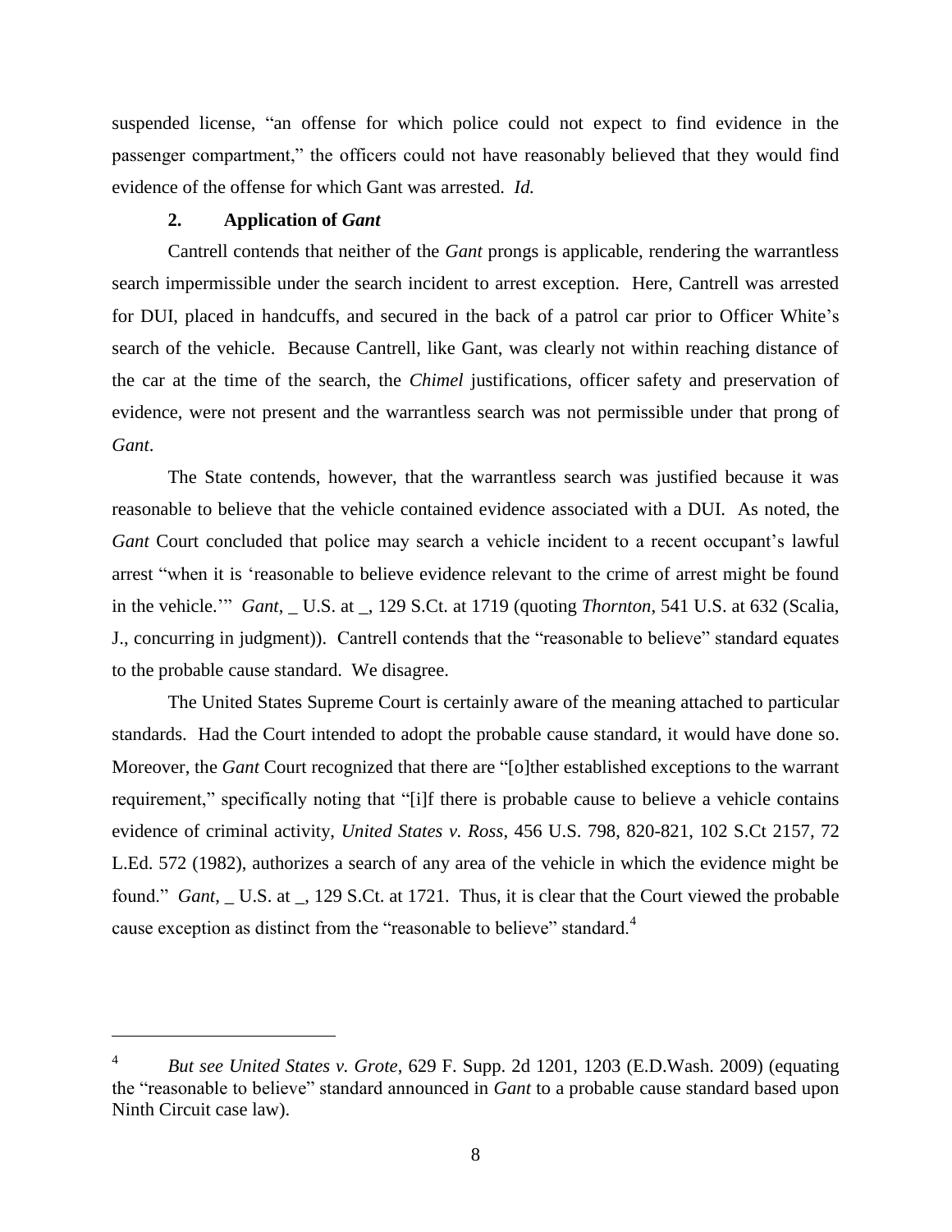suspended license, "an offense for which police could not expect to find evidence in the passenger compartment," the officers could not have reasonably believed that they would find evidence of the offense for which Gant was arrested. *Id.*

### 2. Application of *Gant*

Cantrell contends that neither of the *Gant* prongs is applicable, rendering the warrantless search impermissible under the search incident to arrest exception. Here, Cantrell was arrested for DUI, placed in handcuffs, and secured in the back of a patrol car prior to Officer White's search of the vehicle. Because Cantrell, like Gant, was clearly not within reaching distance of the car at the time of the search, the *Chimel* justifications, officer safety and preservation of evidence, were not present and the warrantless search was not permissible under that prong of *Gant*.

The State contends, however, that the warrantless search was justified because it was reasonable to believe that the vehicle contained evidence associated with a DUI. As noted, the *Gant* Court concluded that police may search a vehicle incident to a recent occupant's lawful arrest "when it is 'reasonable to believe evidence relevant to the crime of arrest might be found in the vehicle.'" *Gant*, _ U.S. at _, 129 S.Ct. at 1719 (quoting *Thornton*, 541 U.S. at 632 (Scalia, J., concurring in judgment)). Cantrell contends that the "reasonable to believe" standard equates to the probable cause standard. We disagree.

The United States Supreme Court is certainly aware of the meaning attached to particular standards. Had the Court intended to adopt the probable cause standard, it would have done so. Moreover, the *Gant* Court recognized that there are "[o]ther established exceptions to the warrant requirement," specifically noting that "[i]f there is probable cause to believe a vehicle contains evidence of criminal activity, *United States v. Ross*, 456 U.S. 798, 820-821, 102 S.Ct 2157, 72 L.Ed. 572 (1982), authorizes a search of any area of the vehicle in which the evidence might be found." *Gant*, _ U.S. at _, 129 S.Ct. at 1721. Thus, it is clear that the Court viewed the probable cause exception as distinct from the "reasonable to believe" standard.[4]

---

[4] *But see United States v. Grote*, 629 F. Supp. 2d 1201, 1203 (E.D.Wash. 2009) (equating the "reasonable to believe" standard announced in *Gant* to a probable cause standard based upon Ninth Circuit case law).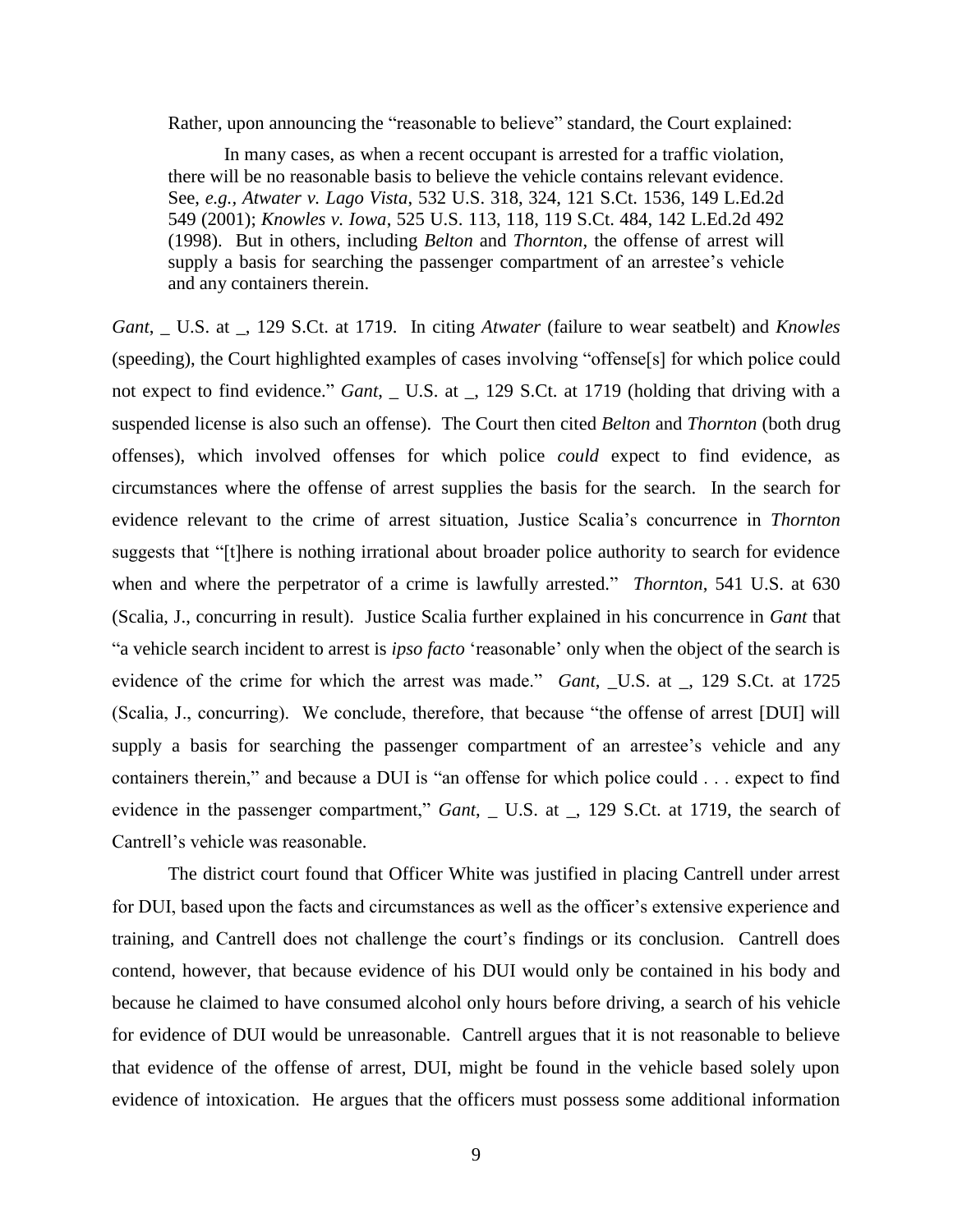Rather, upon announcing the "reasonable to believe" standard, the Court explained:

> In many cases, as when a recent occupant is arrested for a traffic violation, there will be no reasonable basis to believe the vehicle contains relevant evidence. See, *e.g., Atwater v. Lago Vista*, 532 U.S. 318, 324, 121 S.Ct. 1536, 149 L.Ed.2d 549 (2001); *Knowles v. Iowa*, 525 U.S. 113, 118, 119 S.Ct. 484, 142 L.Ed.2d 492 (1998). But in others, including *Belton* and *Thornton*, the offense of arrest will supply a basis for searching the passenger compartment of an arrestee's vehicle and any containers therein.

*Gant*, _ U.S. at _, 129 S.Ct. at 1719. In citing *Atwater* (failure to wear seatbelt) and *Knowles* (speeding), the Court highlighted examples of cases involving "offense[s] for which police could not expect to find evidence." *Gant*, _ U.S. at _, 129 S.Ct. at 1719 (holding that driving with a suspended license is also such an offense). The Court then cited *Belton* and *Thornton* (both drug offenses), which involved offenses for which police *could* expect to find evidence, as circumstances where the offense of arrest supplies the basis for the search. In the search for evidence relevant to the crime of arrest situation, Justice Scalia's concurrence in *Thornton* suggests that "[t]here is nothing irrational about broader police authority to search for evidence when and where the perpetrator of a crime is lawfully arrested." *Thornton*, 541 U.S. at 630 (Scalia, J., concurring in result). Justice Scalia further explained in his concurrence in *Gant* that "a vehicle search incident to arrest is *ipso facto* 'reasonable' only when the object of the search is evidence of the crime for which the arrest was made." *Gant*, _U.S. at _, 129 S.Ct. at 1725 (Scalia, J., concurring). We conclude, therefore, that because "the offense of arrest [DUI] will supply a basis for searching the passenger compartment of an arrestee's vehicle and any containers therein," and because a DUI is "an offense for which police could . . . expect to find evidence in the passenger compartment," *Gant*, _ U.S. at _, 129 S.Ct. at 1719, the search of Cantrell's vehicle was reasonable.

The district court found that Officer White was justified in placing Cantrell under arrest for DUI, based upon the facts and circumstances as well as the officer's extensive experience and training, and Cantrell does not challenge the court's findings or its conclusion. Cantrell does contend, however, that because evidence of his DUI would only be contained in his body and because he claimed to have consumed alcohol only hours before driving, a search of his vehicle for evidence of DUI would be unreasonable. Cantrell argues that it is not reasonable to believe that evidence of the offense of arrest, DUI, might be found in the vehicle based solely upon evidence of intoxication. He argues that the officers must possess some additional information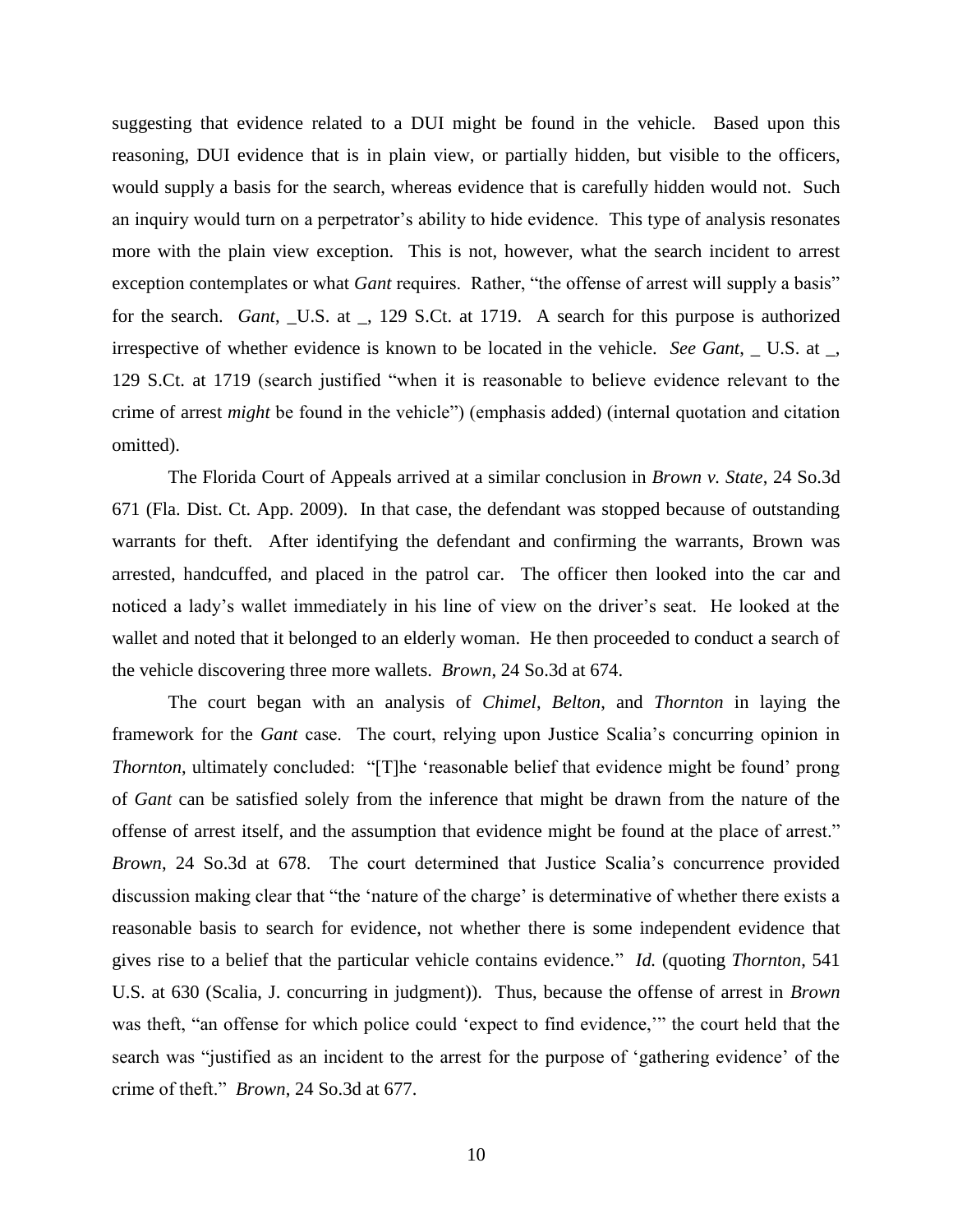suggesting that evidence related to a DUI might be found in the vehicle. Based upon this reasoning, DUI evidence that is in plain view, or partially hidden, but visible to the officers, would supply a basis for the search, whereas evidence that is carefully hidden would not. Such an inquiry would turn on a perpetrator's ability to hide evidence. This type of analysis resonates more with the plain view exception. This is not, however, what the search incident to arrest exception contemplates or what *Gant* requires. Rather, "the offense of arrest will supply a basis" for the search. *Gant*, _U.S. at _, 129 S.Ct. at 1719. A search for this purpose is authorized irrespective of whether evidence is known to be located in the vehicle. *See Gant*, _ U.S. at _, 129 S.Ct. at 1719 (search justified "when it is reasonable to believe evidence relevant to the crime of arrest *might* be found in the vehicle") (emphasis added) (internal quotation and citation omitted).

The Florida Court of Appeals arrived at a similar conclusion in *Brown v. State*, 24 So.3d 671 (Fla. Dist. Ct. App. 2009). In that case, the defendant was stopped because of outstanding warrants for theft. After identifying the defendant and confirming the warrants, Brown was arrested, handcuffed, and placed in the patrol car. The officer then looked into the car and noticed a lady's wallet immediately in his line of view on the driver's seat. He looked at the wallet and noted that it belonged to an elderly woman. He then proceeded to conduct a search of the vehicle discovering three more wallets. *Brown*, 24 So.3d at 674.

The court began with an analysis of *Chimel*, *Belton*, and *Thornton* in laying the framework for the *Gant* case. The court, relying upon Justice Scalia's concurring opinion in *Thornton*, ultimately concluded: "[T]he 'reasonable belief that evidence might be found' prong of *Gant* can be satisfied solely from the inference that might be drawn from the nature of the offense of arrest itself, and the assumption that evidence might be found at the place of arrest." *Brown*, 24 So.3d at 678. The court determined that Justice Scalia's concurrence provided discussion making clear that "the 'nature of the charge' is determinative of whether there exists a reasonable basis to search for evidence, not whether there is some independent evidence that gives rise to a belief that the particular vehicle contains evidence." *Id.* (quoting *Thornton*, 541 U.S. at 630 (Scalia, J. concurring in judgment)). Thus, because the offense of arrest in *Brown* was theft, "an offense for which police could 'expect to find evidence,'" the court held that the search was "justified as an incident to the arrest for the purpose of 'gathering evidence' of the crime of theft." *Brown*, 24 So.3d at 677.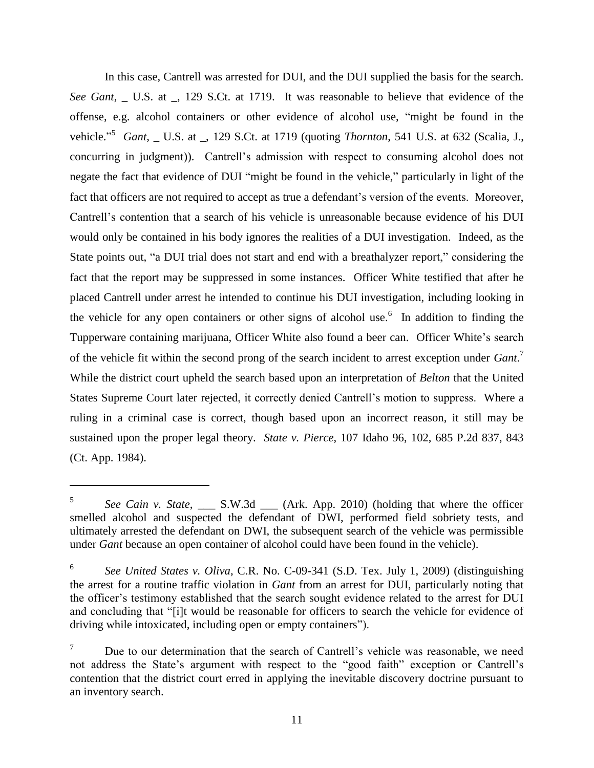In this case, Cantrell was arrested for DUI, and the DUI supplied the basis for the search. *See Gant*, _ U.S. at _, 129 S.Ct. at 1719. It was reasonable to believe that evidence of the offense, e.g. alcohol containers or other evidence of alcohol use, "might be found in the vehicle."[5] *Gant*, _ U.S. at _, 129 S.Ct. at 1719 (quoting *Thornton*, 541 U.S. at 632 (Scalia, J., concurring in judgment)). Cantrell's admission with respect to consuming alcohol does not negate the fact that evidence of DUI "might be found in the vehicle," particularly in light of the fact that officers are not required to accept as true a defendant's version of the events. Moreover, Cantrell's contention that a search of his vehicle is unreasonable because evidence of his DUI would only be contained in his body ignores the realities of a DUI investigation. Indeed, as the State points out, "a DUI trial does not start and end with a breathalyzer report," considering the fact that the report may be suppressed in some instances. Officer White testified that after he placed Cantrell under arrest he intended to continue his DUI investigation, including looking in the vehicle for any open containers or other signs of alcohol use.[6] In addition to finding the Tupperware containing marijuana, Officer White also found a beer can. Officer White's search of the vehicle fit within the second prong of the search incident to arrest exception under *Gant*.[7] While the district court upheld the search based upon an interpretation of *Belton* that the United States Supreme Court later rejected, it correctly denied Cantrell's motion to suppress. Where a ruling in a criminal case is correct, though based upon an incorrect reason, it still may be sustained upon the proper legal theory. *State v. Pierce*, 107 Idaho 96, 102, 685 P.2d 837, 843 (Ct. App. 1984).

---

[5] *See Cain v. State*, ___ S.W.3d ___ (Ark. App. 2010) (holding that where the officer smelled alcohol and suspected the defendant of DWI, performed field sobriety tests, and ultimately arrested the defendant on DWI, the subsequent search of the vehicle was permissible under *Gant* because an open container of alcohol could have been found in the vehicle).

[6] *See United States v. Oliva*, C.R. No. C-09-341 (S.D. Tex. July 1, 2009) (distinguishing the arrest for a routine traffic violation in *Gant* from an arrest for DUI, particularly noting that the officer's testimony established that the search sought evidence related to the arrest for DUI and concluding that "[i]t would be reasonable for officers to search the vehicle for evidence of driving while intoxicated, including open or empty containers").

[7] Due to our determination that the search of Cantrell's vehicle was reasonable, we need not address the State's argument with respect to the "good faith" exception or Cantrell's contention that the district court erred in applying the inevitable discovery doctrine pursuant to an inventory search.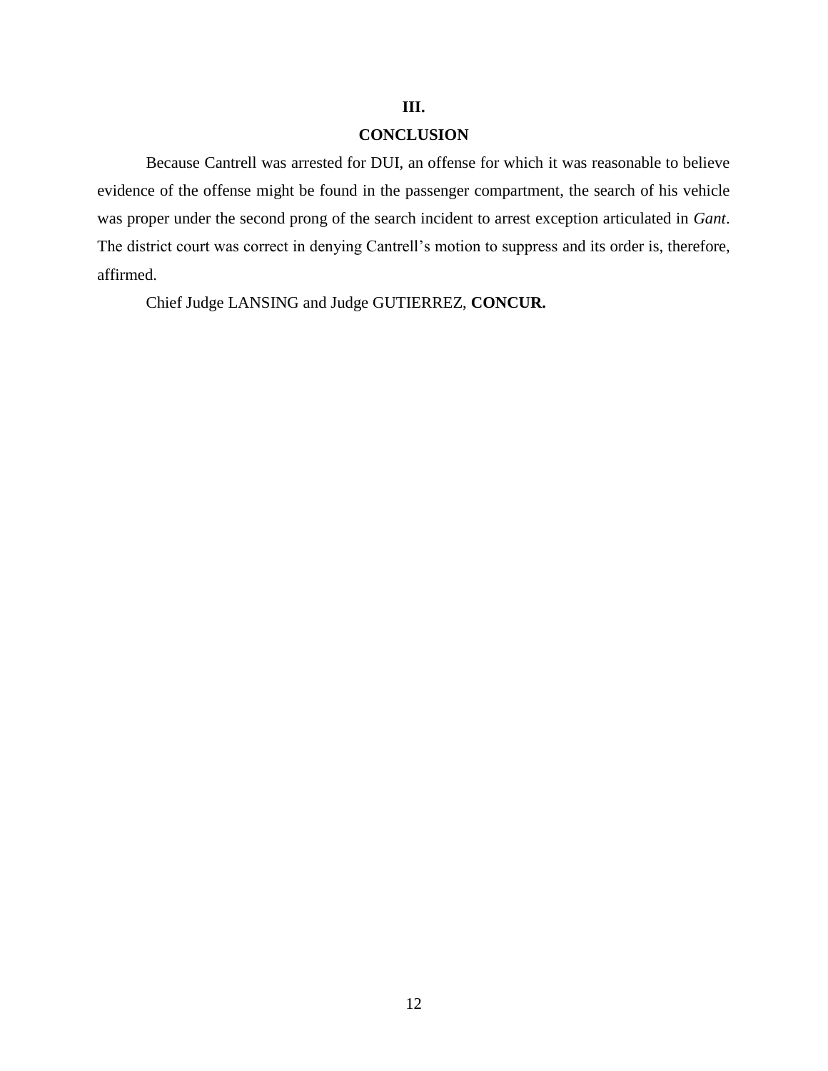## III.

## CONCLUSION

Because Cantrell was arrested for DUI, an offense for which it was reasonable to believe evidence of the offense might be found in the passenger compartment, the search of his vehicle was proper under the second prong of the search incident to arrest exception articulated in *Gant*. The district court was correct in denying Cantrell's motion to suppress and its order is, therefore, affirmed.

Chief Judge LANSING and Judge GUTIERREZ, **CONCUR.**